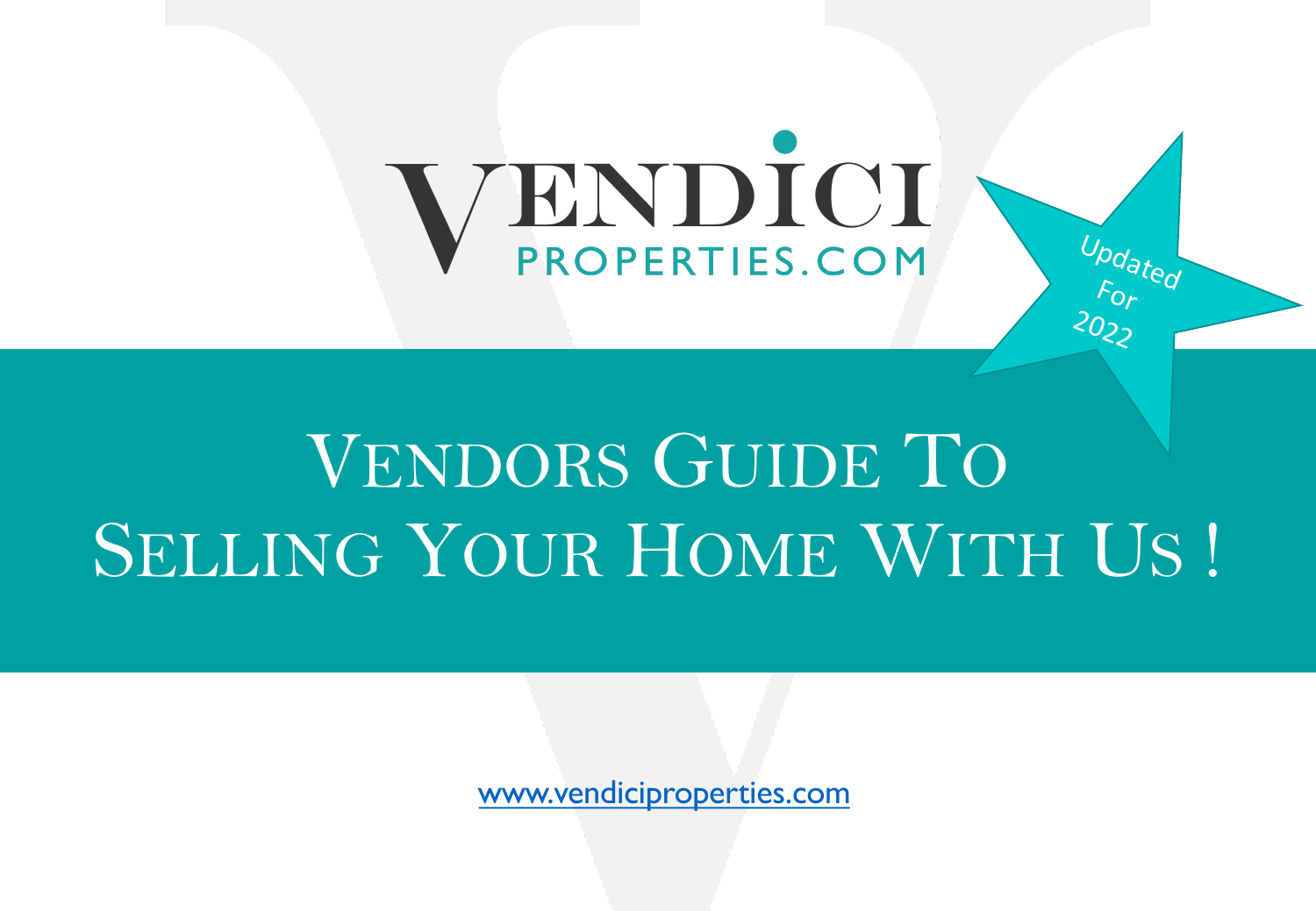VENDICI
PROPERTIES.COM

Updated For 2022

# Vendors Guide To Selling Your Home With Us !

www.vendiciproperties.com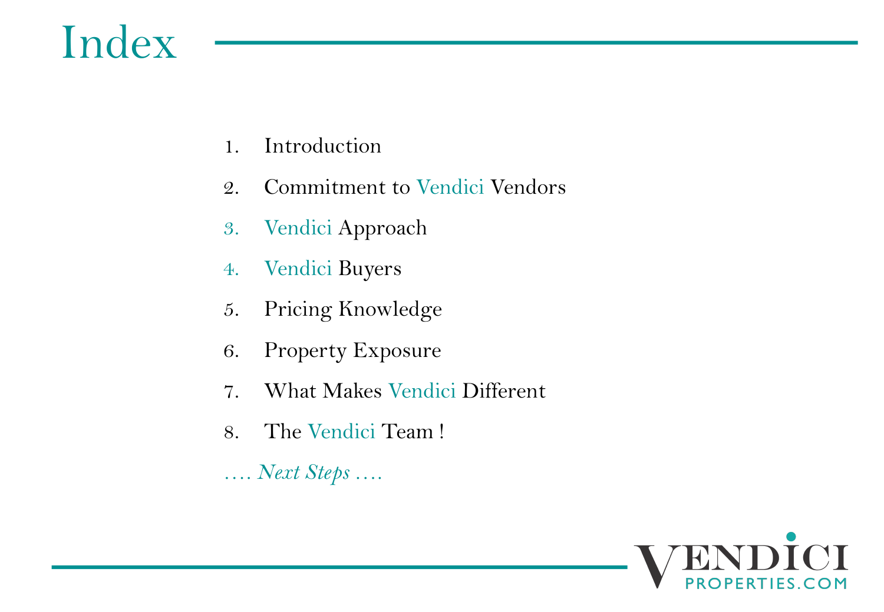# Index

1. Introduction
2. Commitment to Vendici Vendors
3. Vendici Approach
4. Vendici Buyers
5. Pricing Knowledge
6. Property Exposure
7. What Makes Vendici Different
8. The Vendici Team !

*…. Next Steps ….*

VENDICI PROPERTIES.COM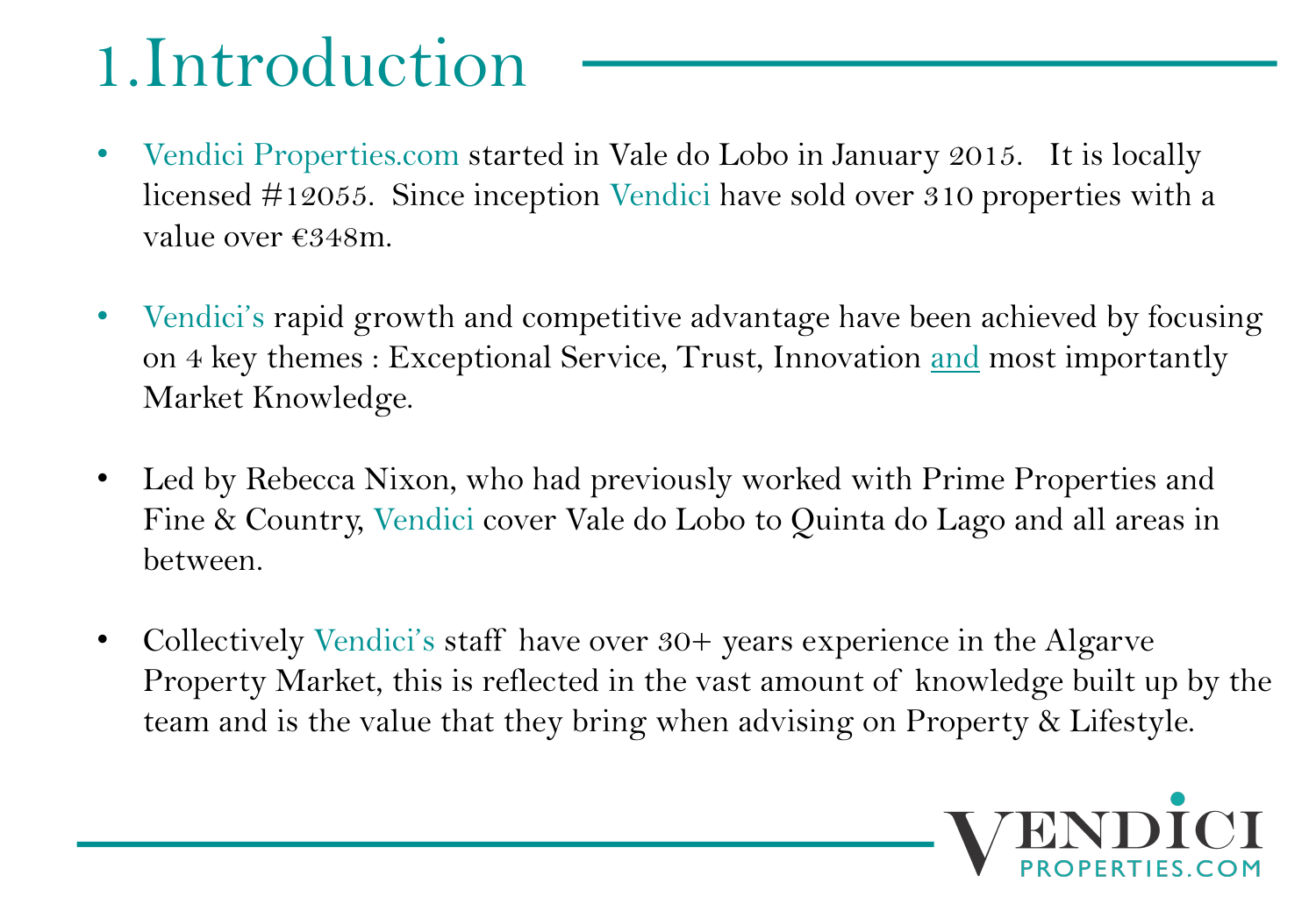# 1.Introduction

- Vendici Properties.com started in Vale do Lobo in January 2015. It is locally licensed #12055. Since inception Vendici have sold over 310 properties with a value over €348m.

- Vendici's rapid growth and competitive advantage have been achieved by focusing on 4 key themes : Exceptional Service, Trust, Innovation and most importantly Market Knowledge.

- Led by Rebecca Nixon, who had previously worked with Prime Properties and Fine & Country, Vendici cover Vale do Lobo to Quinta do Lago and all areas in between.

- Collectively Vendici's staff have over 30+ years experience in the Algarve Property Market, this is reflected in the vast amount of knowledge built up by the team and is the value that they bring when advising on Property & Lifestyle.

VENDICI PROPERTIES.COM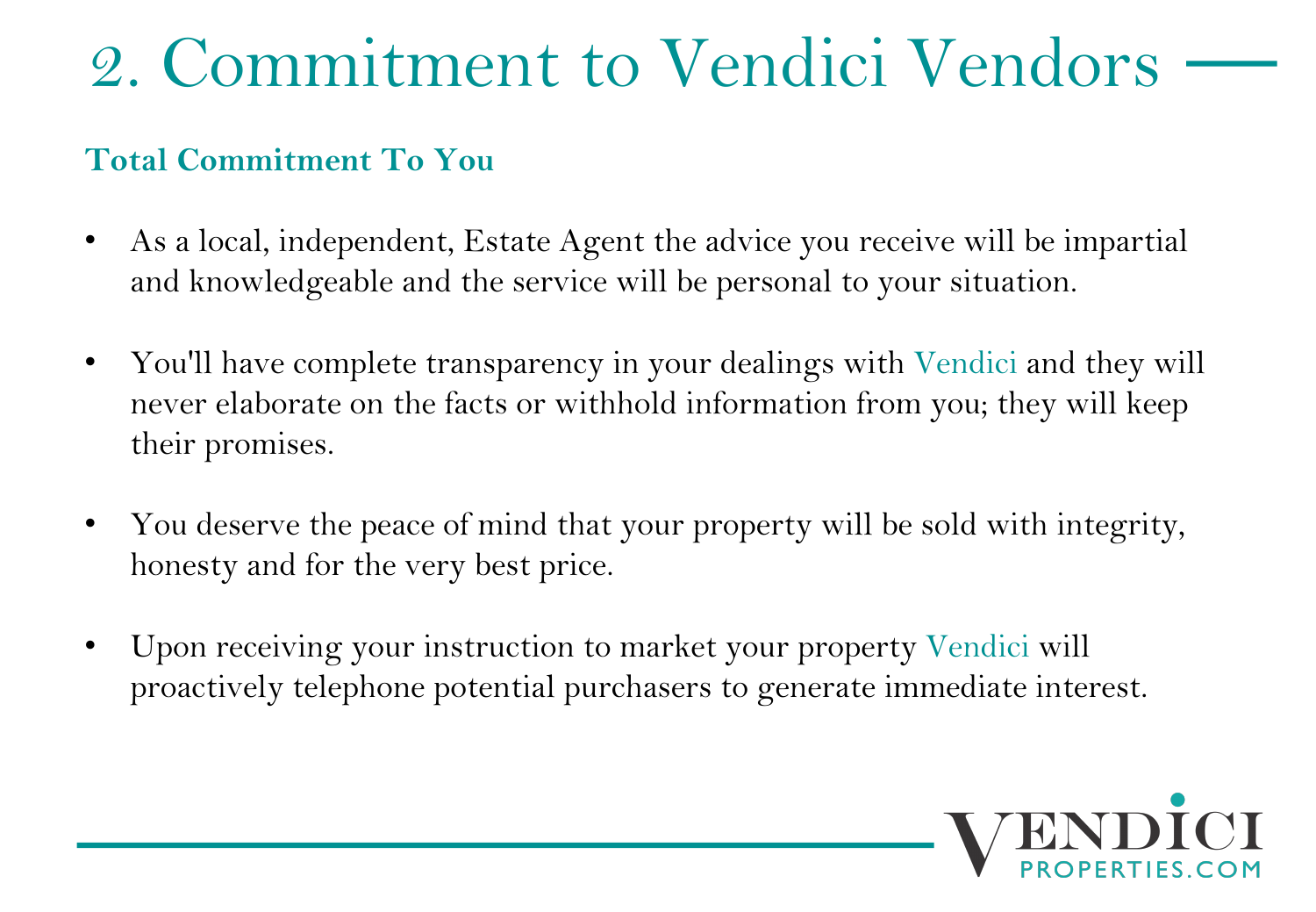# 2. Commitment to Vendici Vendors

**Total Commitment To You**

- As a local, independent, Estate Agent the advice you receive will be impartial and knowledgeable and the service will be personal to your situation.

- You'll have complete transparency in your dealings with Vendici and they will never elaborate on the facts or withhold information from you; they will keep their promises.

- You deserve the peace of mind that your property will be sold with integrity, honesty and for the very best price.

- Upon receiving your instruction to market your property Vendici will proactively telephone potential purchasers to generate immediate interest.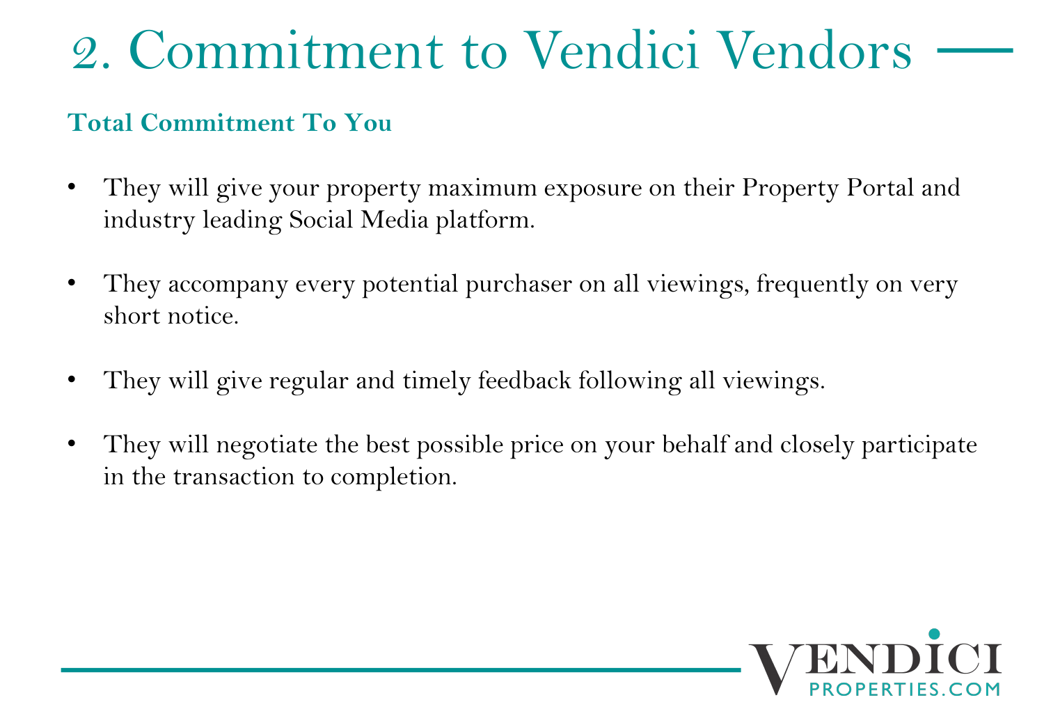# 2. Commitment to Vendici Vendors

## Total Commitment To You

- They will give your property maximum exposure on their Property Portal and industry leading Social Media platform.

- They accompany every potential purchaser on all viewings, frequently on very short notice.

- They will give regular and timely feedback following all viewings.

- They will negotiate the best possible price on your behalf and closely participate in the transaction to completion.

VENDICI PROPERTIES.COM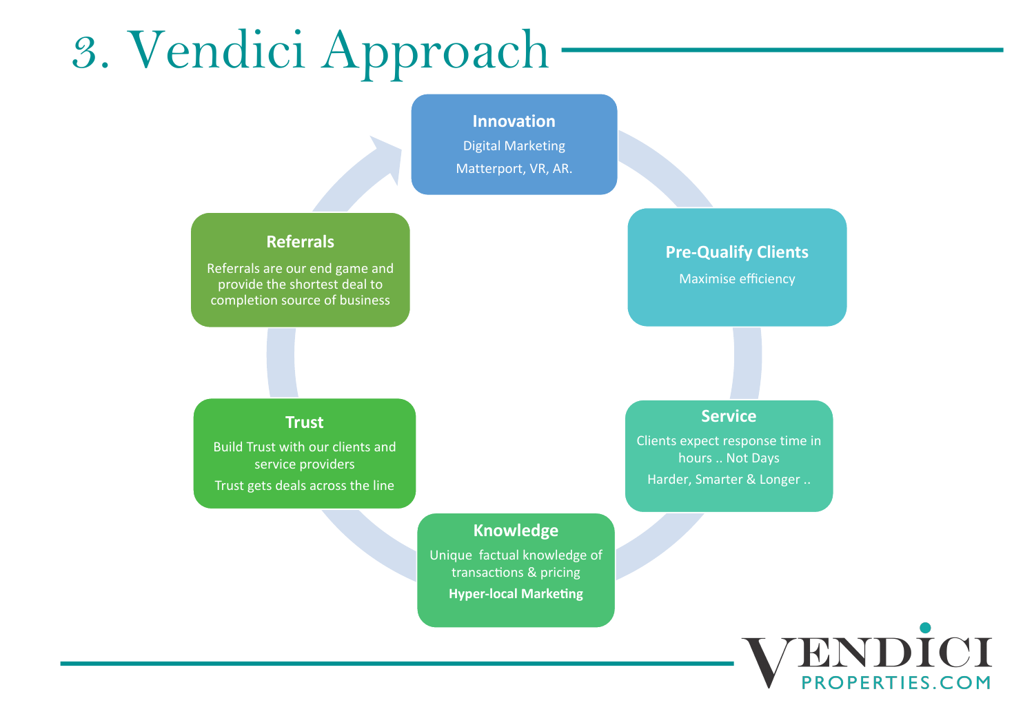# 3. Vendici Approach

### Innovation

Digital Marketing

Matterport, VR, AR.

### Pre-Qualify Clients

Maximise efficiency

### Service

Clients expect response time in hours .. Not Days

Harder, Smarter & Longer ..

### Knowledge

Unique factual knowledge of transactions & pricing

**Hyper-local Marketing**

### Trust

Build Trust with our clients and service providers

Trust gets deals across the line

### Referrals

Referrals are our end game and provide the shortest deal to completion source of business

VENDICI PROPERTIES.COM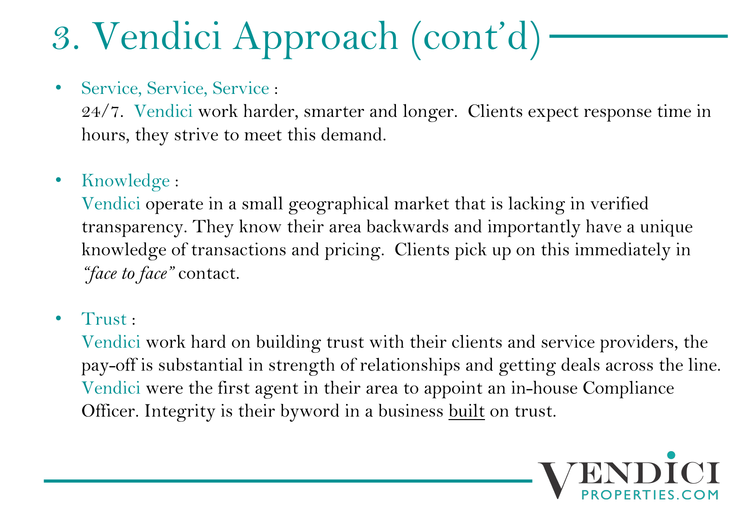# 3. Vendici Approach (cont'd)

- Service, Service, Service :
  24/7. Vendici work harder, smarter and longer. Clients expect response time in hours, they strive to meet this demand.

- Knowledge :
  Vendici operate in a small geographical market that is lacking in verified transparency. They know their area backwards and importantly have a unique knowledge of transactions and pricing. Clients pick up on this immediately in *"face to face"* contact.

- Trust :
  Vendici work hard on building trust with their clients and service providers, the pay-off is substantial in strength of relationships and getting deals across the line. Vendici were the first agent in their area to appoint an in-house Compliance Officer. Integrity is their byword in a business <u>built</u> on trust.

VENDICI
PROPERTIES.COM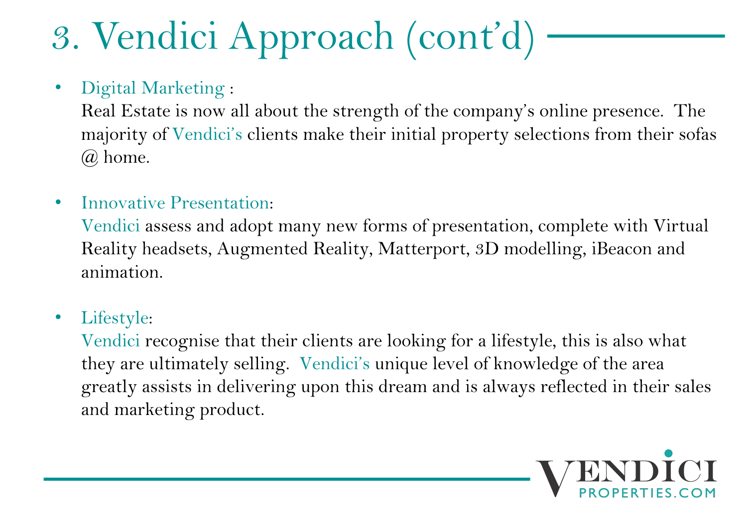# 3. Vendici Approach (cont'd)

- Digital Marketing :
  Real Estate is now all about the strength of the company's online presence. The majority of Vendici's clients make their initial property selections from their sofas @ home.

- Innovative Presentation:
  Vendici assess and adopt many new forms of presentation, complete with Virtual Reality headsets, Augmented Reality, Matterport, 3D modelling, iBeacon and animation.

- Lifestyle:
  Vendici recognise that their clients are looking for a lifestyle, this is also what they are ultimately selling. Vendici's unique level of knowledge of the area greatly assists in delivering upon this dream and is always reflected in their sales and marketing product.

VENDICI PROPERTIES.COM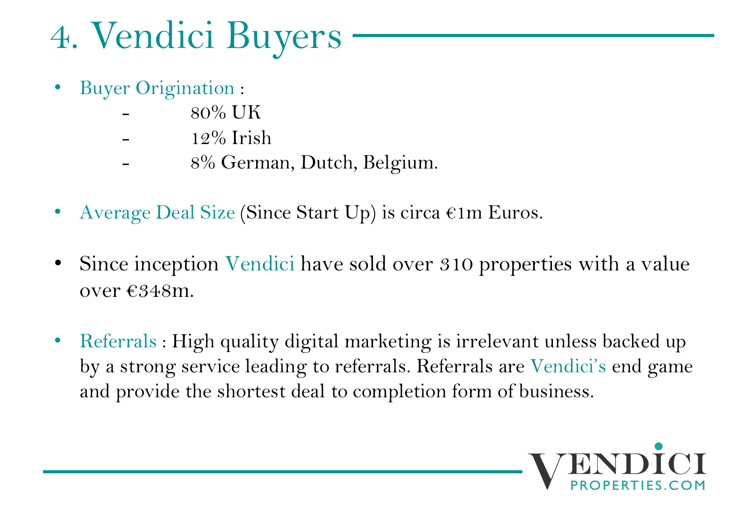# 4. Vendici Buyers

- Buyer Origination :
  - 80% UK
  - 12% Irish
  - 8% German, Dutch, Belgium.

- Average Deal Size (Since Start Up) is circa €1m Euros.

- Since inception Vendici have sold over 310 properties with a value over €348m.

- Referrals : High quality digital marketing is irrelevant unless backed up by a strong service leading to referrals. Referrals are Vendici's end game and provide the shortest deal to completion form of business.

VENDICI PROPERTIES.COM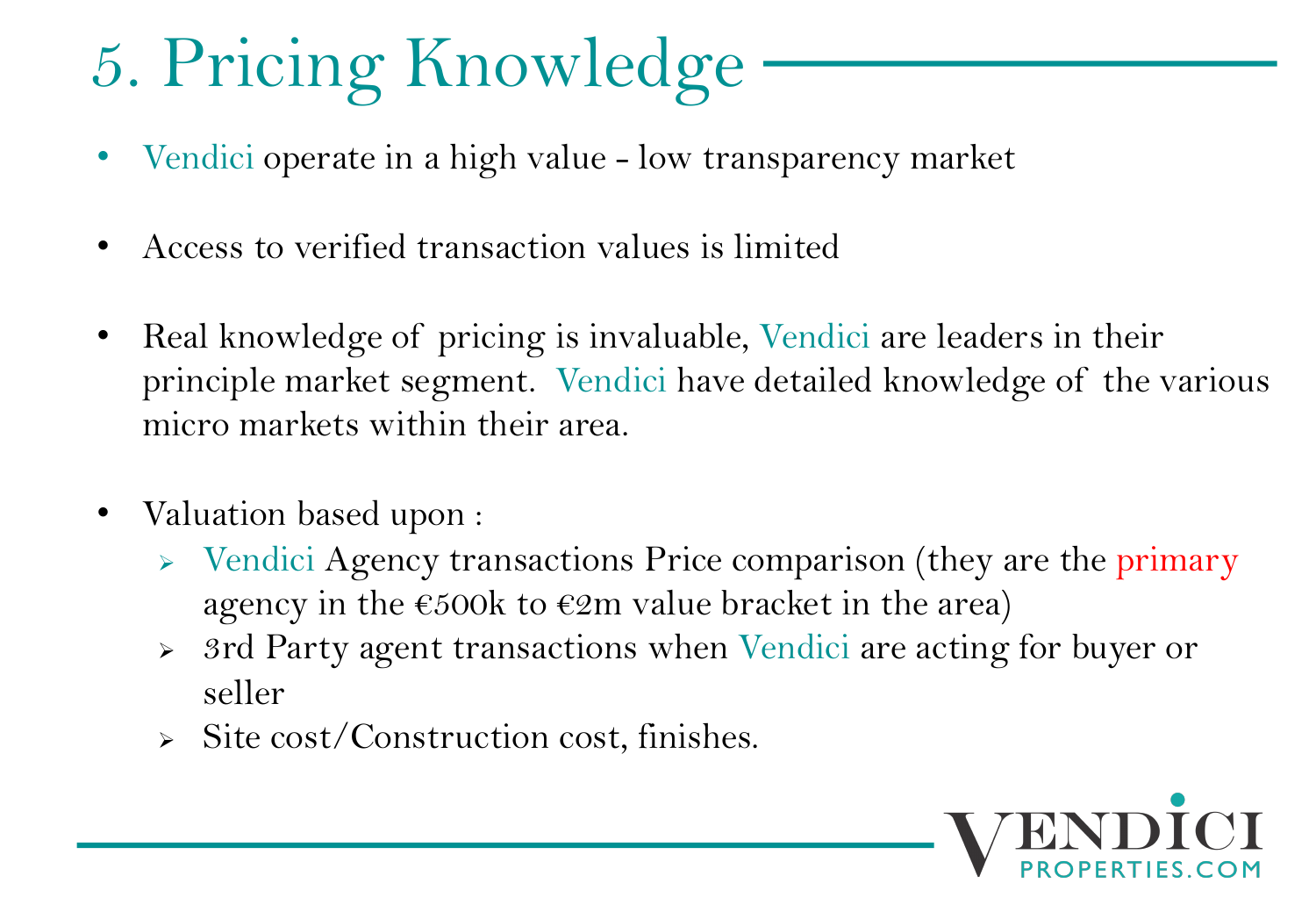# 5. Pricing Knowledge

- Vendici operate in a high value - low transparency market
- Access to verified transaction values is limited
- Real knowledge of pricing is invaluable, Vendici are leaders in their principle market segment. Vendici have detailed knowledge of the various micro markets within their area.
- Valuation based upon :
  - Vendici Agency transactions Price comparison (they are the primary agency in the €500k to €2m value bracket in the area)
  - 3rd Party agent transactions when Vendici are acting for buyer or seller
  - Site cost/Construction cost, finishes.

VENDICI PROPERTIES.COM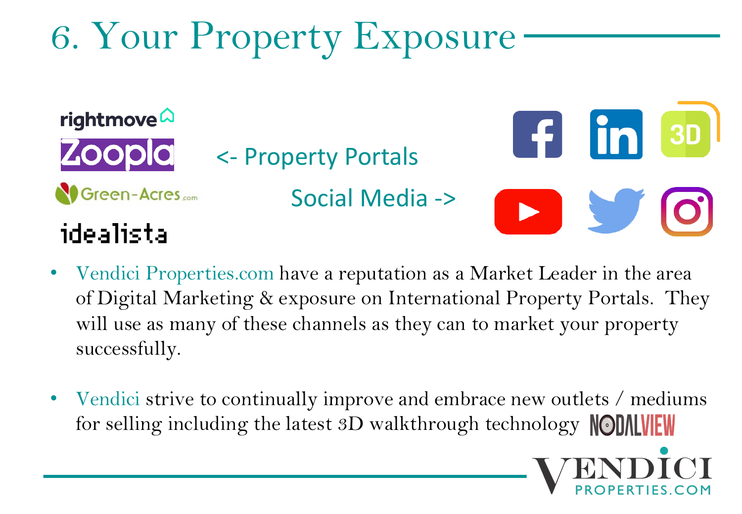# 6. Your Property Exposure

rightmove
Zoopla
Green-Acres.com
idealista

<- Property Portals

Social Media ->

- Vendici Properties.com have a reputation as a Market Leader in the area of Digital Marketing & exposure on International Property Portals. They will use as many of these channels as they can to market your property successfully.

- Vendici strive to continually improve and embrace new outlets / mediums for selling including the latest 3D walkthrough technology NODALVIEW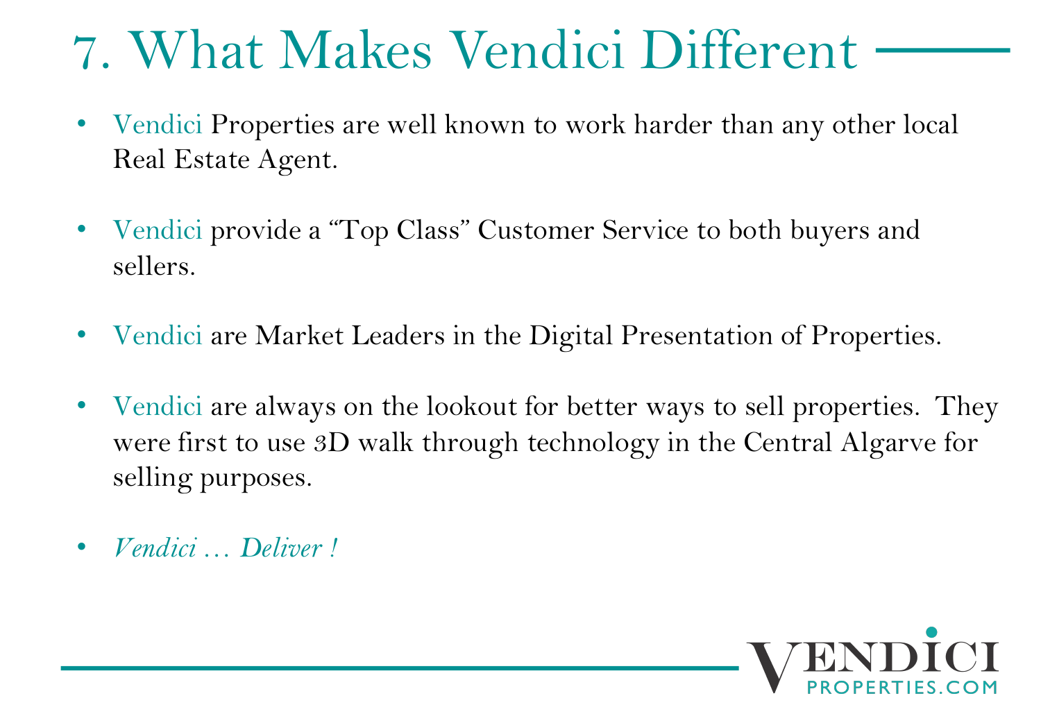# 7. What Makes Vendici Different

- Vendici Properties are well known to work harder than any other local Real Estate Agent.
- Vendici provide a "Top Class" Customer Service to both buyers and sellers.
- Vendici are Market Leaders in the Digital Presentation of Properties.
- Vendici are always on the lookout for better ways to sell properties. They were first to use 3D walk through technology in the Central Algarve for selling purposes.
- *Vendici … Deliver !*

VENDICI PROPERTIES.COM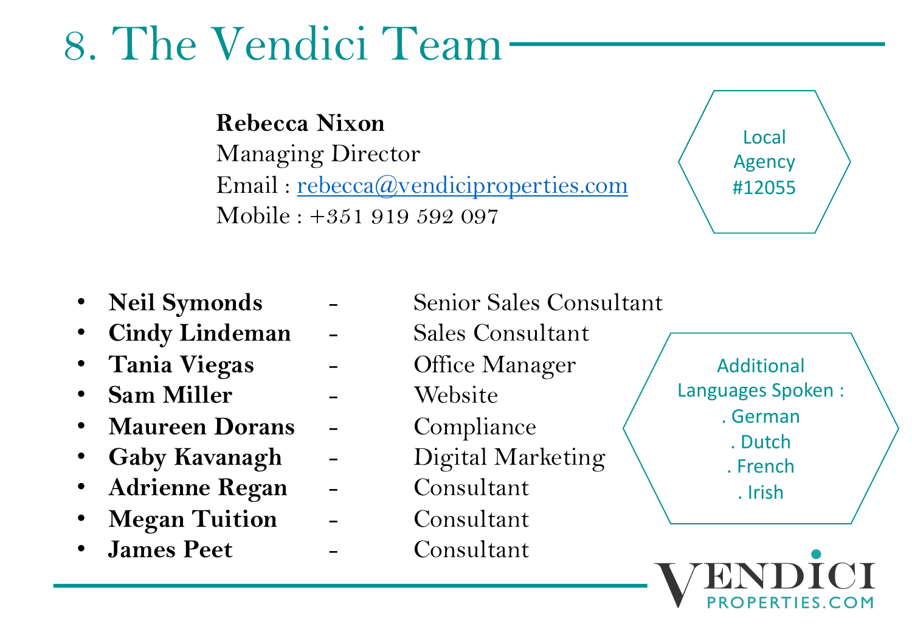# 8. The Vendici Team

**Rebecca Nixon**
Managing Director
Email : rebecca@vendiciproperties.com
Mobile : +351 919 592 097

Local Agency #12055

- **Neil Symonds** - Senior Sales Consultant
- **Cindy Lindeman** - Sales Consultant
- **Tania Viegas** - Office Manager
- **Sam Miller** - Website
- **Maureen Dorans** - Compliance
- **Gaby Kavanagh** - Digital Marketing
- **Adrienne Regan** - Consultant
- **Megan Tuition** - Consultant
- **James Peet** - Consultant

Additional Languages Spoken :
. German
. Dutch
. French
. Irish

VENDICI PROPERTIES.COM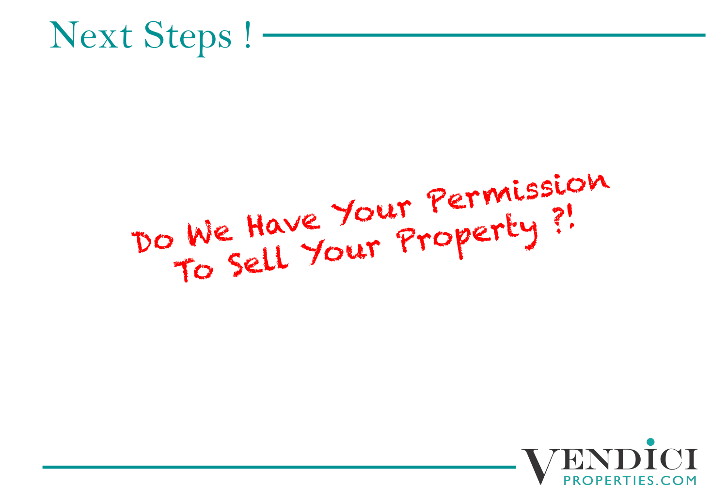# Next Steps !

Do We Have Your Permission To Sell Your Property ?!

VENDICI PROPERTIES.COM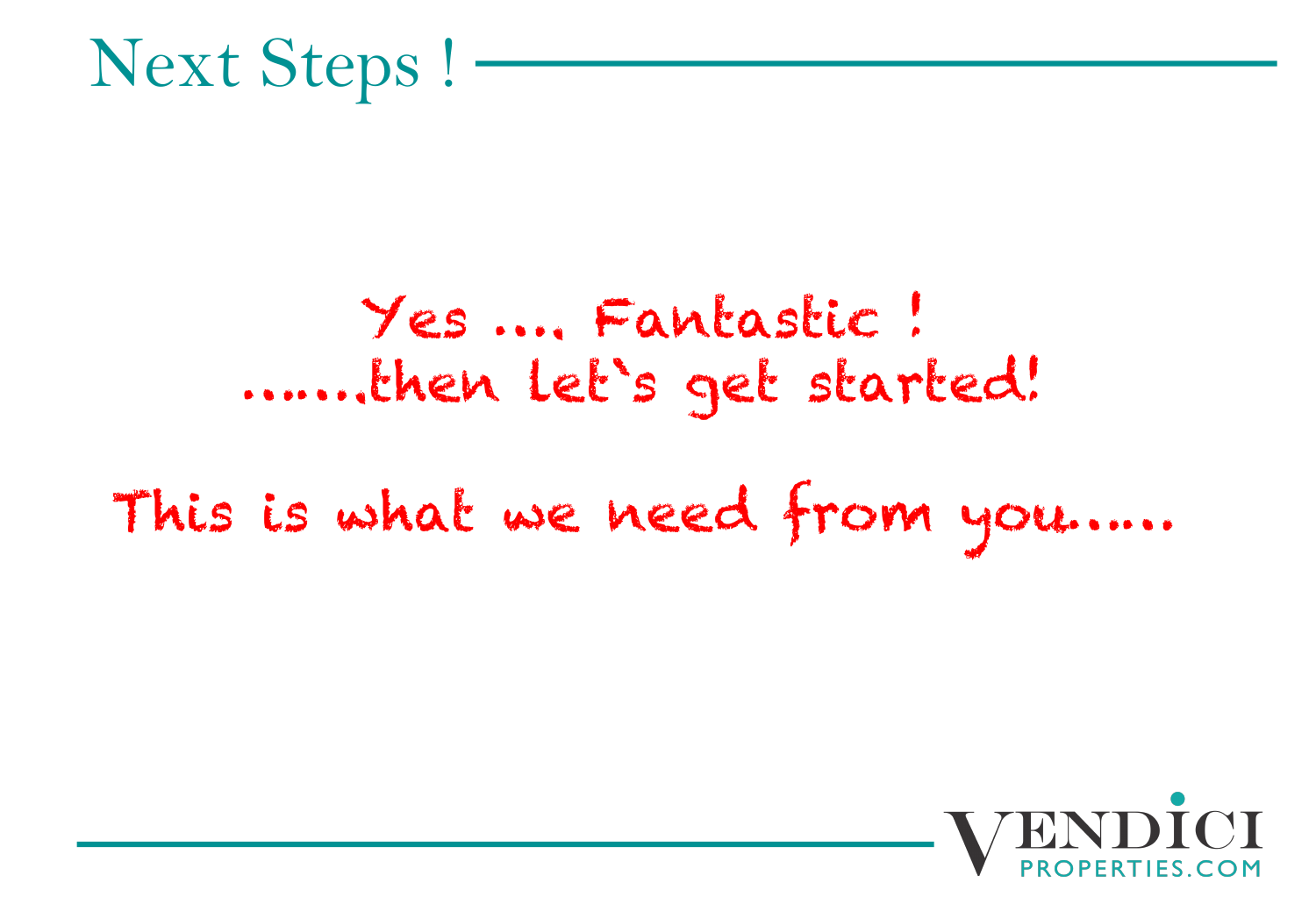# Next Steps !

Yes .... Fantastic !
.......then let`s get started!

This is what we need from you......

VENDICI PROPERTIES.COM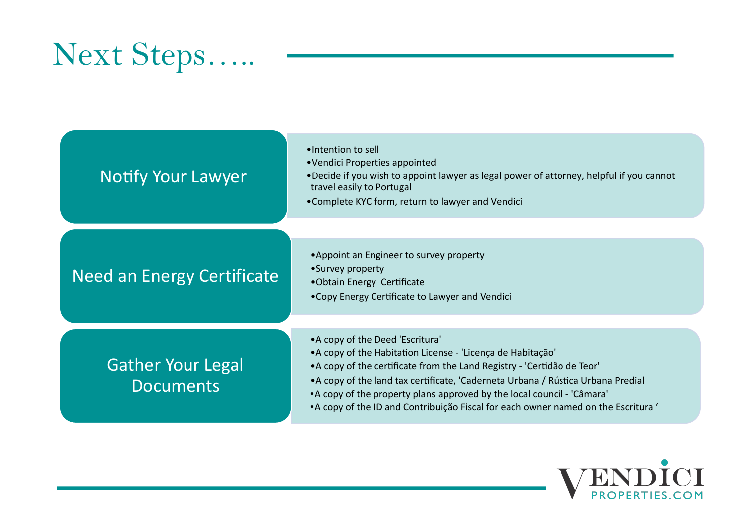# Next Steps…..

## Notify Your Lawyer

- Intention to sell
- Vendici Properties appointed
- Decide if you wish to appoint lawyer as legal power of attorney, helpful if you cannot travel easily to Portugal
- Complete KYC form, return to lawyer and Vendici

## Need an Energy Certificate

- Appoint an Engineer to survey property
- Survey property
- Obtain Energy Certificate
- Copy Energy Certificate to Lawyer and Vendici

## Gather Your Legal Documents

- A copy of the Deed 'Escritura'
- A copy of the Habitation License - 'Licença de Habitação'
- A copy of the certificate from the Land Registry - 'Certidão de Teor'
- A copy of the land tax certificate, 'Caderneta Urbana / Rústica Urbana Predial
- A copy of the property plans approved by the local council - 'Câmara'
- A copy of the ID and Contribuição Fiscal for each owner named on the Escritura '

VENDICI PROPERTIES.COM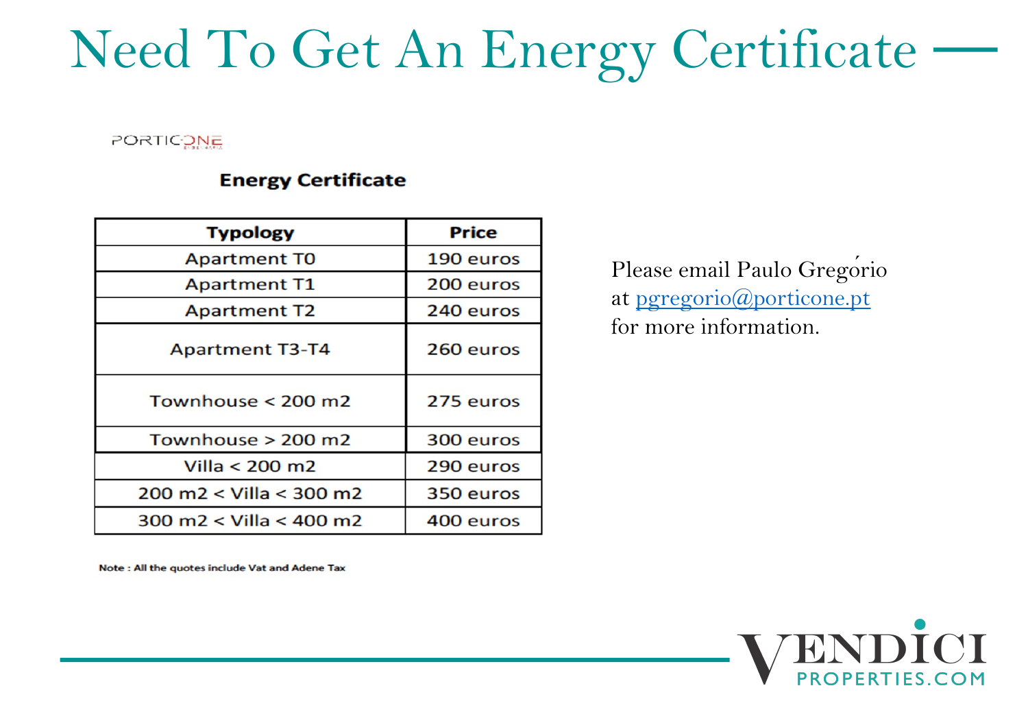# Need To Get An Energy Certificate

PORTICONE

**Energy Certificate**

| Typology | Price |
|---|---|
| Apartment T0 | 190 euros |
| Apartment T1 | 200 euros |
| Apartment T2 | 240 euros |
| Apartment T3-T4 | 260 euros |
| Townhouse < 200 m2 | 275 euros |
| Townhouse > 200 m2 | 300 euros |
| Villa < 200 m2 | 290 euros |
| 200 m2 < Villa < 300 m2 | 350 euros |
| 300 m2 < Villa < 400 m2 | 400 euros |

**Note : All the quotes include Vat and Adene Tax**

Please email Paulo Gregório at pgregorio@porticone.pt for more information.

VENDICI PROPERTIES.COM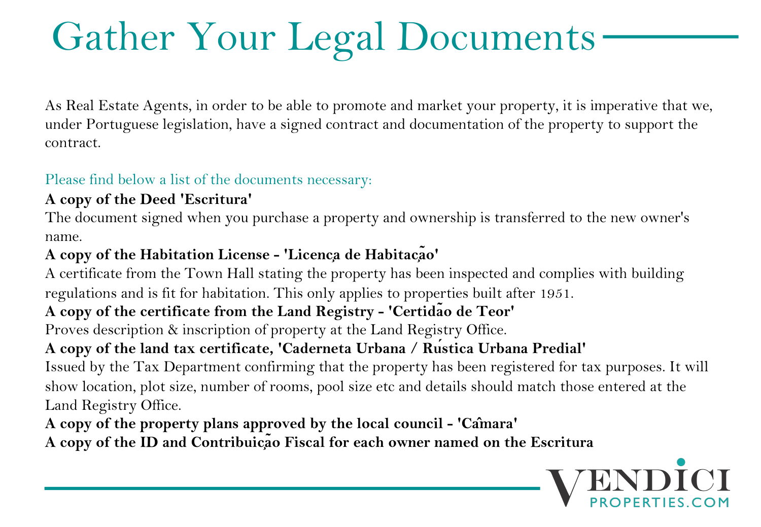# Gather Your Legal Documents

As Real Estate Agents, in order to be able to promote and market your property, it is imperative that we, under Portuguese legislation, have a signed contract and documentation of the property to support the contract.

Please find below a list of the documents necessary:

**A copy of the Deed 'Escritura'**

The document signed when you purchase a property and ownership is transferred to the new owner's name.

**A copy of the Habitation License - 'Licença de Habitação'**

A certificate from the Town Hall stating the property has been inspected and complies with building regulations and is fit for habitation. This only applies to properties built after 1951.

**A copy of the certificate from the Land Registry - 'Certidão de Teor'**

Proves description & inscription of property at the Land Registry Office.

**A copy of the land tax certificate, 'Caderneta Urbana / Rústica Urbana Predial'**

Issued by the Tax Department confirming that the property has been registered for tax purposes. It will show location, plot size, number of rooms, pool size etc and details should match those entered at the Land Registry Office.

**A copy of the property plans approved by the local council - 'Câmara'**

**A copy of the ID and Contribuição Fiscal for each owner named on the Escritura**

VENDICI PROPERTIES.COM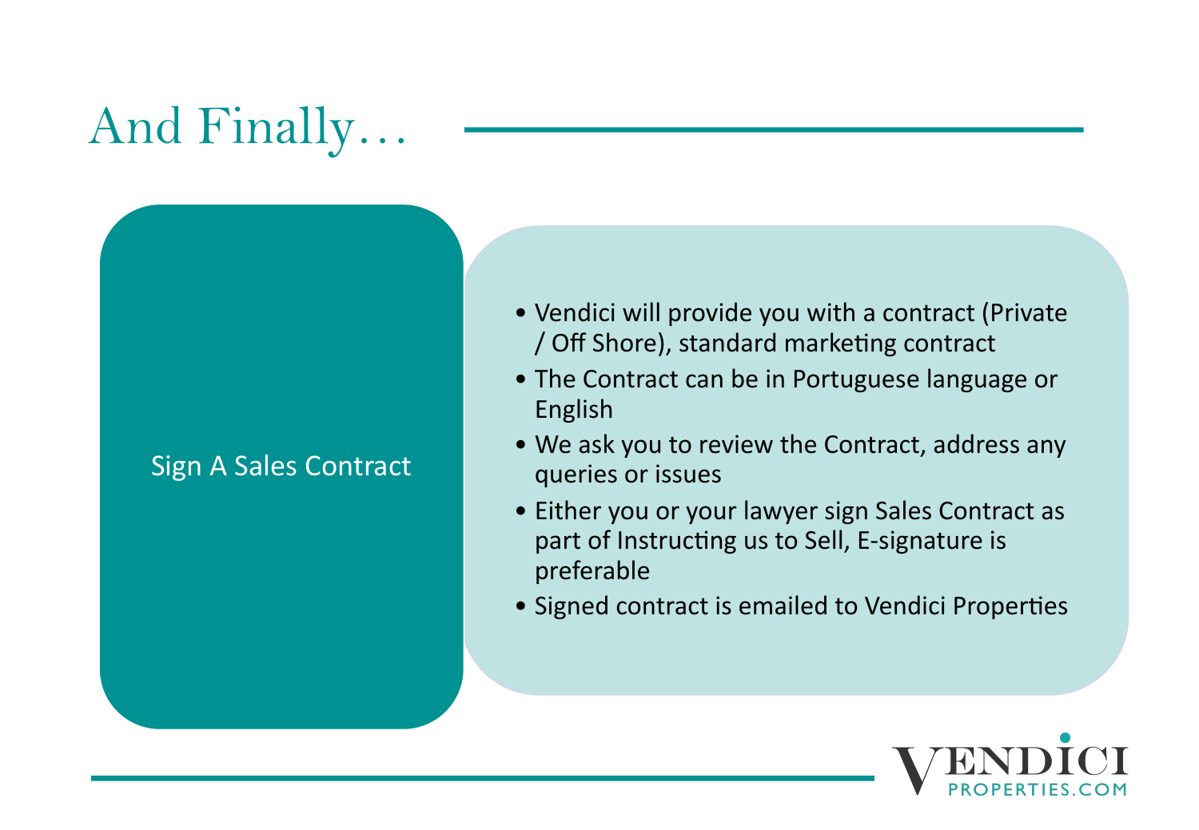# And Finally…

## Sign A Sales Contract

- Vendici will provide you with a contract (Private / Off Shore), standard marketing contract
- The Contract can be in Portuguese language or English
- We ask you to review the Contract, address any queries or issues
- Either you or your lawyer sign Sales Contract as part of Instructing us to Sell, E-signature is preferable
- Signed contract is emailed to Vendici Properties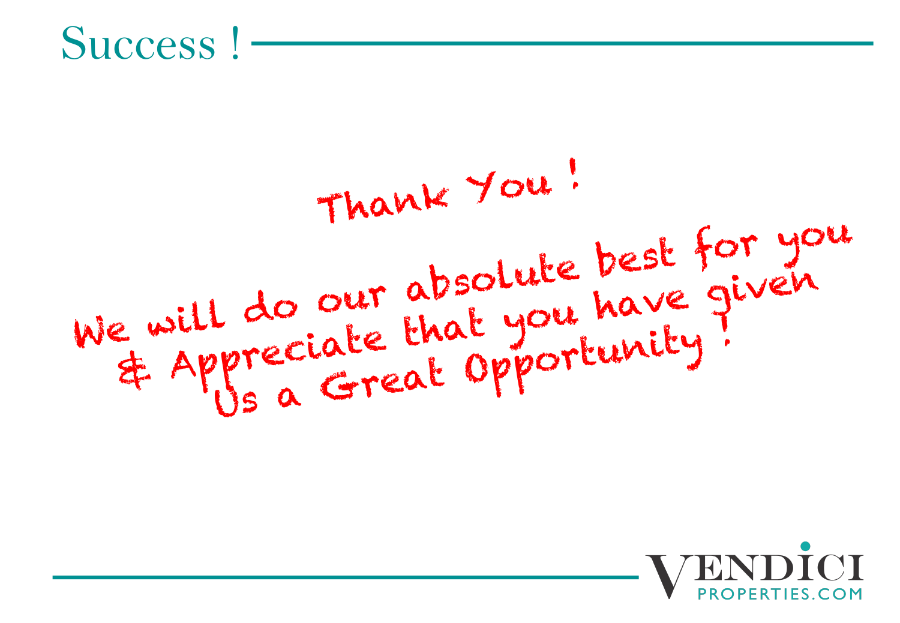# Success !

Thank You !

We will do our absolute best for you & Appreciate that you have given Us a Great Opportunity !

VENDICI
PROPERTIES.COM